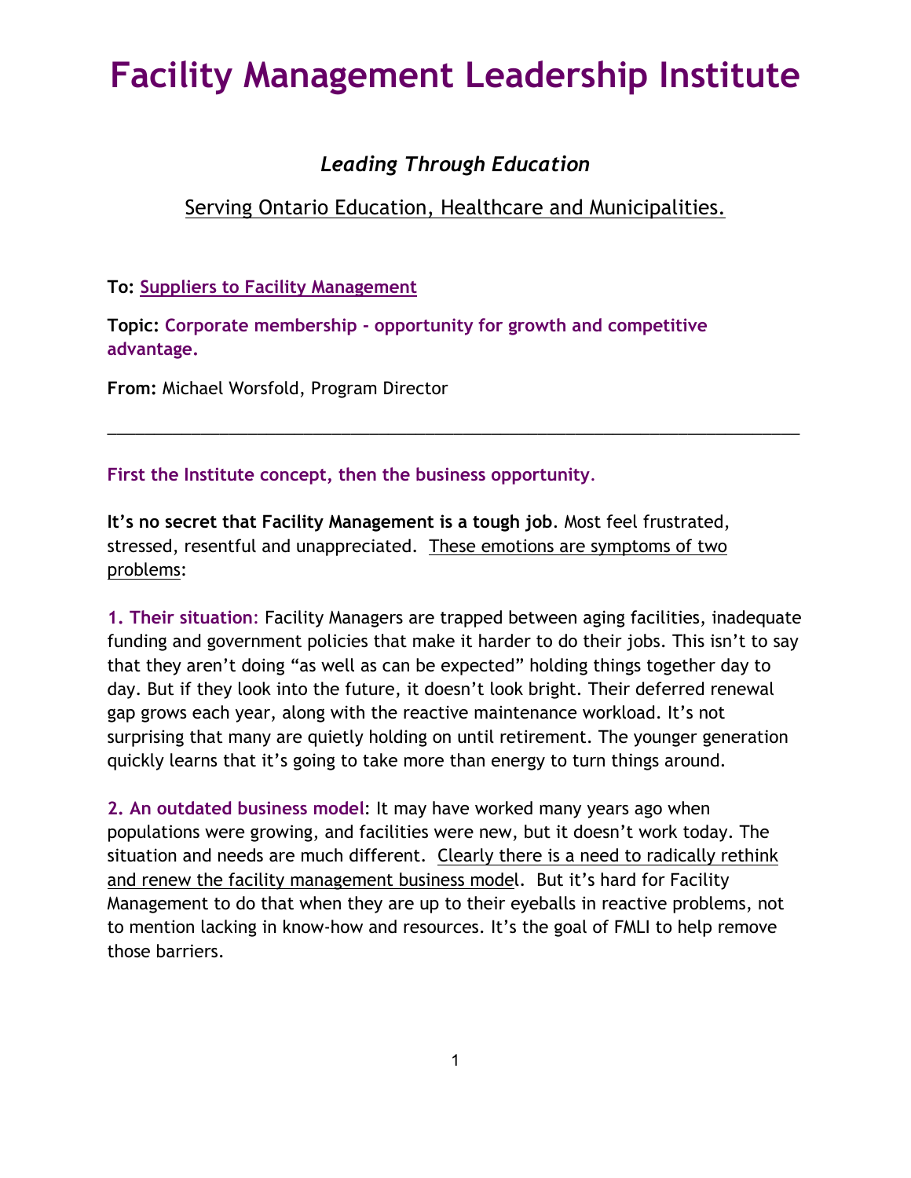# Facility Management Leadership Institute

### *Leading Through Education*

Serving Ontario Education, Healthcare and Municipalities.

**To:** **Suppliers to Facility Management**

**Topic:** **Corporate membership - opportunity for growth and competitive advantage.**

**From:** Michael Worsfold, Program Director

---

**First the Institute concept, then the business opportunity.**

**It's no secret that Facility Management is a tough job**. Most feel frustrated, stressed, resentful and unappreciated. These emotions are symptoms of two problems:

**1. Their situation:** Facility Managers are trapped between aging facilities, inadequate funding and government policies that make it harder to do their jobs. This isn't to say that they aren't doing "as well as can be expected" holding things together day to day. But if they look into the future, it doesn't look bright. Their deferred renewal gap grows each year, along with the reactive maintenance workload. It's not surprising that many are quietly holding on until retirement. The younger generation quickly learns that it's going to take more than energy to turn things around.

**2. An outdated business model**: It may have worked many years ago when populations were growing, and facilities were new, but it doesn't work today. The situation and needs are much different. Clearly there is a need to radically rethink and renew the facility management business model. But it's hard for Facility Management to do that when they are up to their eyeballs in reactive problems, not to mention lacking in know-how and resources. It's the goal of FMLI to help remove those barriers.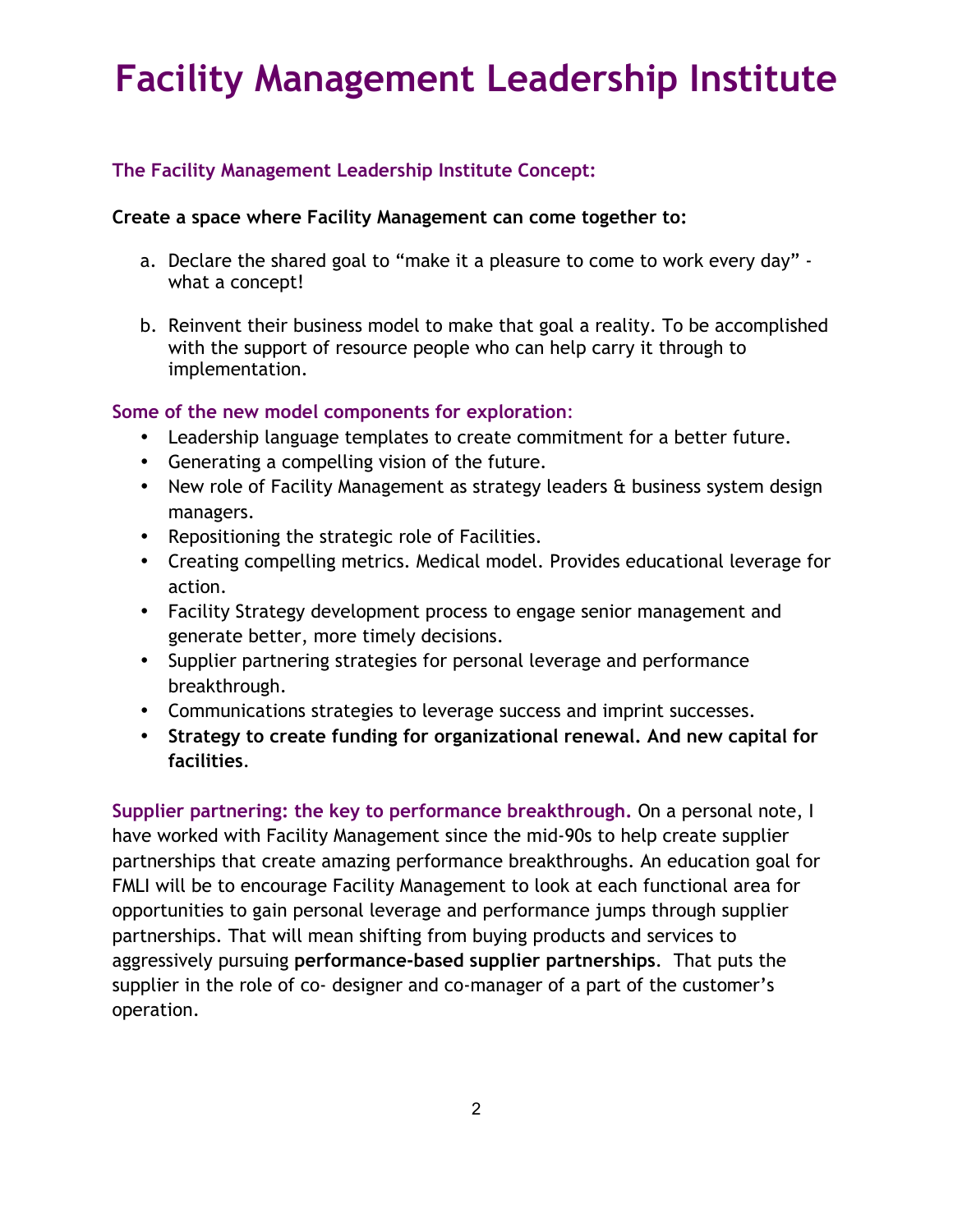# Facility Management Leadership Institute

### The Facility Management Leadership Institute Concept:

**Create a space where Facility Management can come together to:**

a. Declare the shared goal to "make it a pleasure to come to work every day" - what a concept!

b. Reinvent their business model to make that goal a reality. To be accomplished with the support of resource people who can help carry it through to implementation.

### Some of the new model components for exploration:

- Leadership language templates to create commitment for a better future.
- Generating a compelling vision of the future.
- New role of Facility Management as strategy leaders & business system design managers.
- Repositioning the strategic role of Facilities.
- Creating compelling metrics. Medical model. Provides educational leverage for action.
- Facility Strategy development process to engage senior management and generate better, more timely decisions.
- Supplier partnering strategies for personal leverage and performance breakthrough.
- Communications strategies to leverage success and imprint successes.
- **Strategy to create funding for organizational renewal. And new capital for facilities**.

**Supplier partnering: the key to performance breakthrough.** On a personal note, I have worked with Facility Management since the mid-90s to help create supplier partnerships that create amazing performance breakthroughs. An education goal for FMLI will be to encourage Facility Management to look at each functional area for opportunities to gain personal leverage and performance jumps through supplier partnerships. That will mean shifting from buying products and services to aggressively pursuing **performance-based supplier partnerships**. That puts the supplier in the role of co- designer and co-manager of a part of the customer's operation.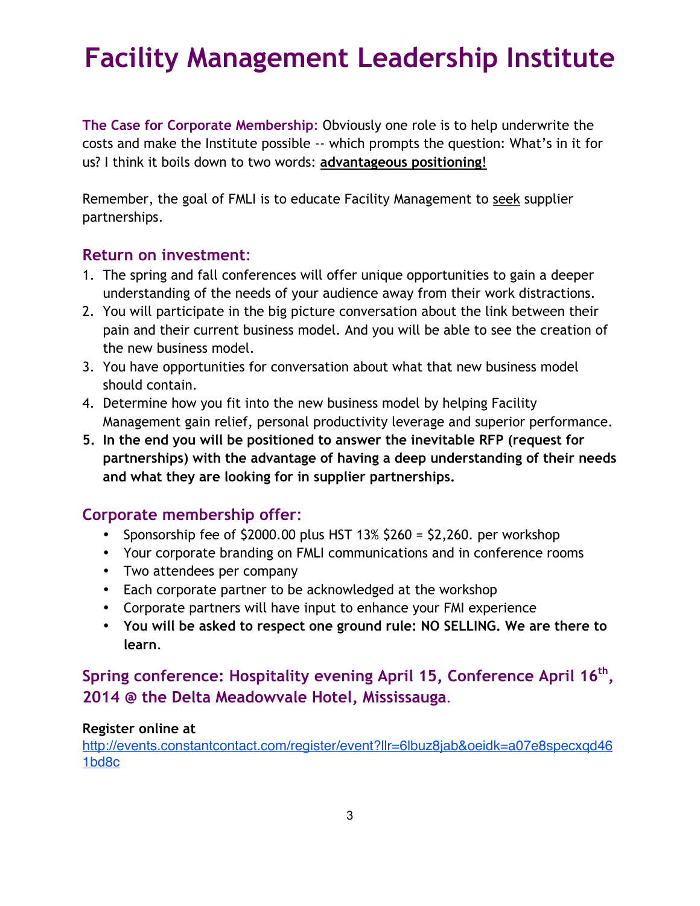# Facility Management Leadership Institute

**The Case for Corporate Membership**: Obviously one role is to help underwrite the costs and make the Institute possible -- which prompts the question: What's in it for us? I think it boils down to two words: **advantageous positioning!**

Remember, the goal of FMLI is to educate Facility Management to seek supplier partnerships.

## Return on investment:

1. The spring and fall conferences will offer unique opportunities to gain a deeper understanding of the needs of your audience away from their work distractions.
2. You will participate in the big picture conversation about the link between their pain and their current business model. And you will be able to see the creation of the new business model.
3. You have opportunities for conversation about what that new business model should contain.
4. Determine how you fit into the new business model by helping Facility Management gain relief, personal productivity leverage and superior performance.
5. **In the end you will be positioned to answer the inevitable RFP (request for partnerships) with the advantage of having a deep understanding of their needs and what they are looking for in supplier partnerships.**

## Corporate membership offer:

- Sponsorship fee of $2000.00 plus HST 13% $260 = $2,260. per workshop
- Your corporate branding on FMLI communications and in conference rooms
- Two attendees per company
- Each corporate partner to be acknowledged at the workshop
- Corporate partners will have input to enhance your FMI experience
- **You will be asked to respect one ground rule: NO SELLING. We are there to learn.**

## Spring conference: Hospitality evening April 15, Conference April 16th, 2014 @ the Delta Meadowvale Hotel, Mississauga.

**Register online at**
http://events.constantcontact.com/register/event?llr=6lbuz8jab&oeidk=a07e8specxqd461bd8c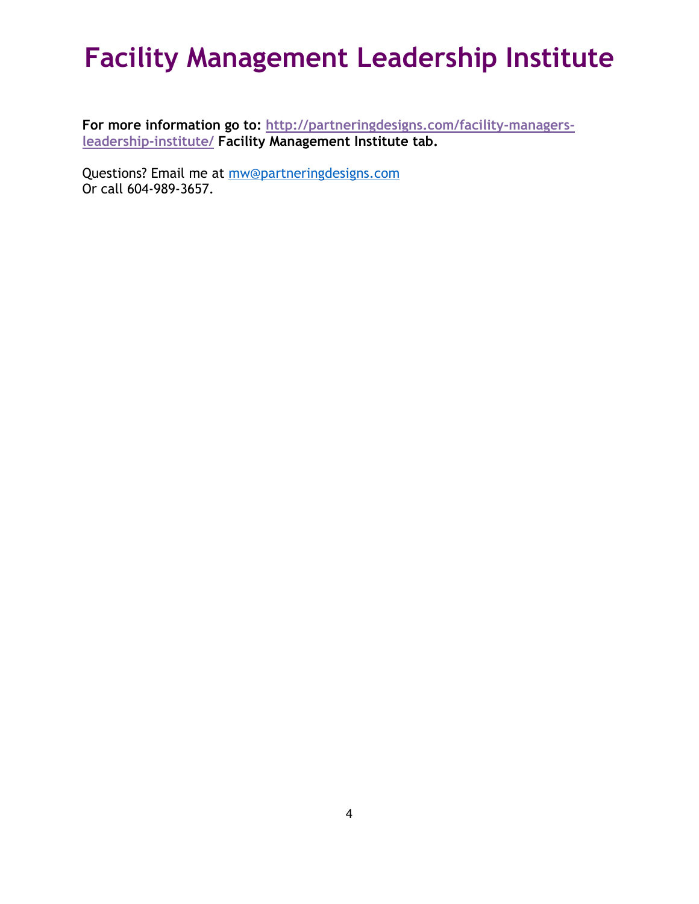# Facility Management Leadership Institute

**For more information go to: [http://partneringdesigns.com/facility-managers-leadership-institute/](http://partneringdesigns.com/facility-managers-leadership-institute/) Facility Management Institute tab.**

Questions? Email me at [mw@partneringdesigns.com](mailto:mw@partneringdesigns.com)
Or call 604-989-3657.